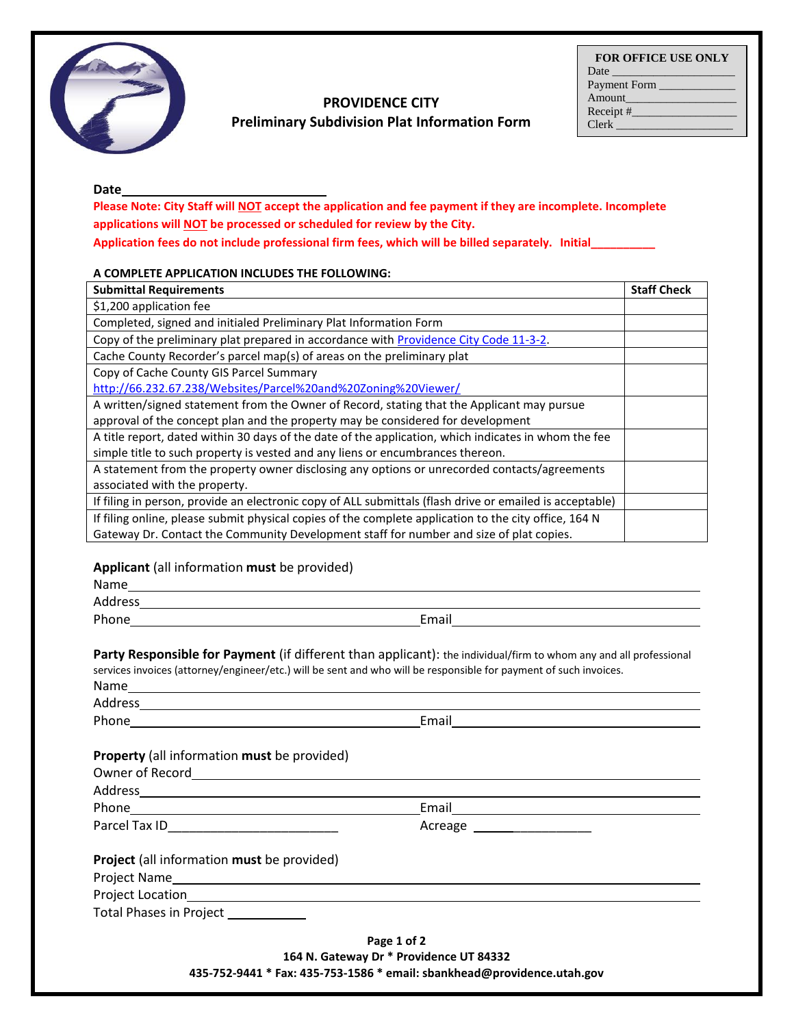# PROVIDENCE CITY
## Preliminary Subdivision Plat Information Form

| FOR OFFICE USE ONLY |
|---|
| Date ____________________ |
| Payment Form _____________ |
| Amount___________________ |
| Receipt #_________________ |
| Clerk ___________________ |

**Date**______________________________

**Please Note: City Staff will NOT accept the application and fee payment if they are incomplete. Incomplete applications will NOT be processed or scheduled for review by the City.**

**Application fees do not include professional firm fees, which will be billed separately. Initial__________**

**A COMPLETE APPLICATION INCLUDES THE FOLLOWING:**

| Submittal Requirements | Staff Check |
|---|---|
| $1,200 application fee | |
| Completed, signed and initialed Preliminary Plat Information Form | |
| Copy of the preliminary plat prepared in accordance with Providence City Code 11-3-2. | |
| Cache County Recorder's parcel map(s) of areas on the preliminary plat | |
| Copy of Cache County GIS Parcel Summary http://66.232.67.238/Websites/Parcel%20and%20Zoning%20Viewer/ | |
| A written/signed statement from the Owner of Record, stating that the Applicant may pursue approval of the concept plan and the property may be considered for development | |
| A title report, dated within 30 days of the date of the application, which indicates in whom the fee simple title to such property is vested and any liens or encumbrances thereon. | |
| A statement from the property owner disclosing any options or unrecorded contacts/agreements associated with the property. | |
| If filing in person, provide an electronic copy of ALL submittals (flash drive or emailed is acceptable) | |
| If filing online, please submit physical copies of the complete application to the city office, 164 N Gateway Dr. Contact the Community Development staff for number and size of plat copies. | |

**Applicant** (all information **must** be provided)

Name_______________________________________________

Address_____________________________________________

Phone_______________________ Email_______________________

**Party Responsible for Payment** (if different than applicant): the individual/firm to whom any and all professional services invoices (attorney/engineer/etc.) will be sent and who will be responsible for payment of such invoices.

Name_______________________________________________

Address_____________________________________________

Phone_______________________ Email_______________________

**Property** (all information **must** be provided)

Owner of Record______________________________________

Address_____________________________________________

Phone_______________________ Email_______________________

Parcel Tax ID_________________________ Acreage ____________

**Project** (all information **must** be provided)

Project Name_________________________________________

Project Location______________________________________

Total Phases in Project ____________

164 N. Gateway Dr * Providence UT 84332

435-752-9441 * Fax: 435-753-1586 * email: sbankhead@providence.utah.gov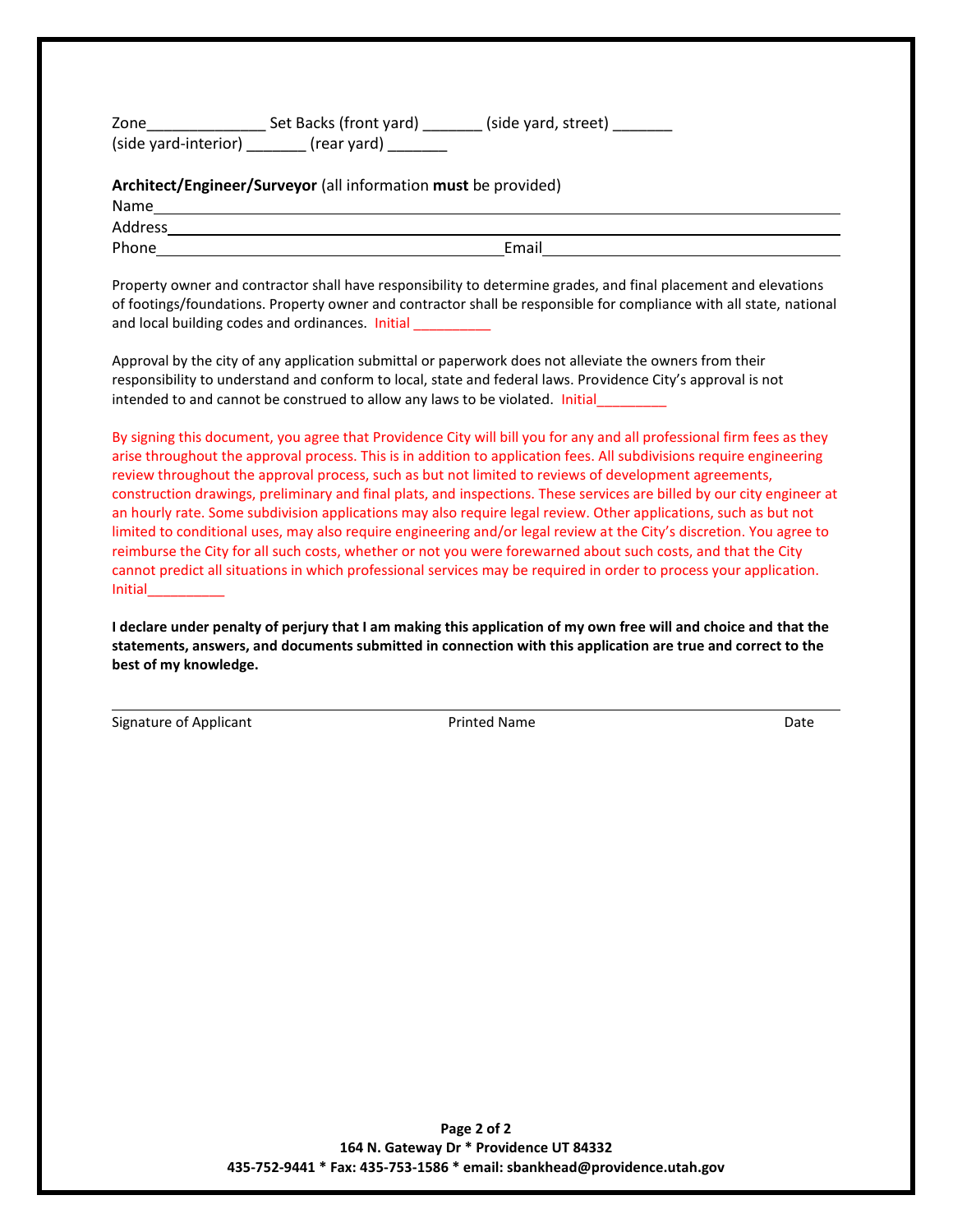Zone______________ Set Backs (front yard) _______ (side yard, street) _______
(side yard-interior) _______ (rear yard) _______

**Architect/Engineer/Surveyor** (all information **must** be provided)

Name_______________________________________________

Address_____________________________________________

Phone_______________________ Email_______________________

Property owner and contractor shall have responsibility to determine grades, and final placement and elevations of footings/foundations. Property owner and contractor shall be responsible for compliance with all state, national and local building codes and ordinances. Initial __________

Approval by the city of any application submittal or paperwork does not alleviate the owners from their responsibility to understand and conform to local, state and federal laws. Providence City's approval is not intended to and cannot be construed to allow any laws to be violated. Initial_________

By signing this document, you agree that Providence City will bill you for any and all professional firm fees as they arise throughout the approval process. This is in addition to application fees. All subdivisions require engineering review throughout the approval process, such as but not limited to reviews of development agreements, construction drawings, preliminary and final plats, and inspections. These services are billed by our city engineer at an hourly rate. Some subdivision applications may also require legal review. Other applications, such as but not limited to conditional uses, may also require engineering and/or legal review at the City's discretion. You agree to reimburse the City for all such costs, whether or not you were forewarned about such costs, and that the City cannot predict all situations in which professional services may be required in order to process your application. Initial__________

**I declare under penalty of perjury that I am making this application of my own free will and choice and that the statements, answers, and documents submitted in connection with this application are true and correct to the best of my knowledge.**

_______________________________________________________________

Signature of Applicant  Printed Name  Date

164 N. Gateway Dr * Providence UT 84332
435-752-9441 * Fax: 435-753-1586 * email: sbankhead@providence.utah.gov